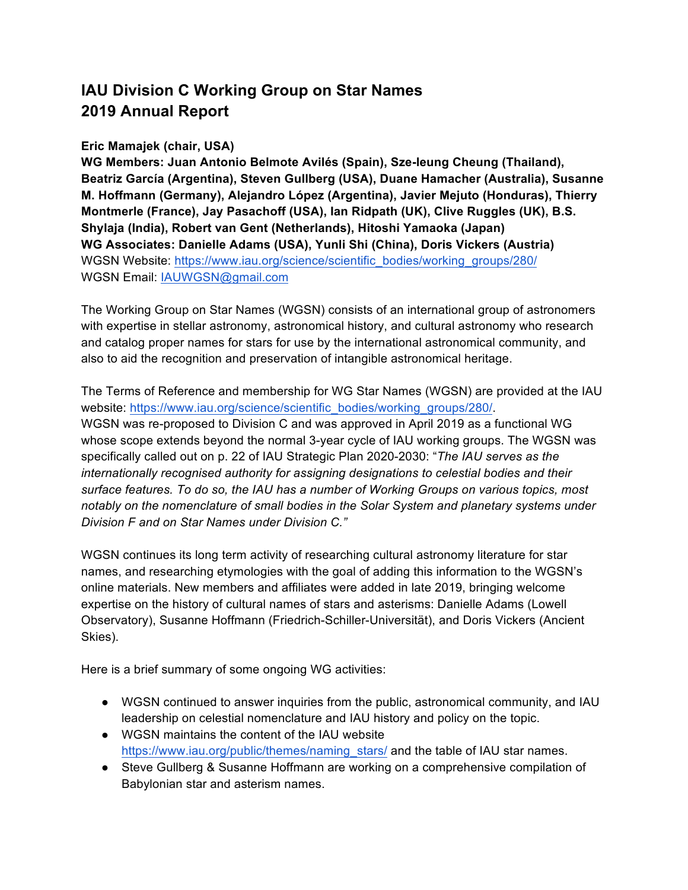# IAU Division C Working Group on Star Names
# 2019 Annual Report

**Eric Mamajek (chair, USA)**
**WG Members: Juan Antonio Belmote Avilés (Spain), Sze-leung Cheung (Thailand), Beatriz García (Argentina), Steven Gullberg (USA), Duane Hamacher (Australia), Susanne M. Hoffmann (Germany), Alejandro López (Argentina), Javier Mejuto (Honduras), Thierry Montmerle (France), Jay Pasachoff (USA), Ian Ridpath (UK), Clive Ruggles (UK), B.S. Shylaja (India), Robert van Gent (Netherlands), Hitoshi Yamaoka (Japan)**
**WG Associates: Danielle Adams (USA), Yunli Shi (China), Doris Vickers (Austria)**
WGSN Website: https://www.iau.org/science/scientific_bodies/working_groups/280/
WGSN Email: IAUWGSN@gmail.com

The Working Group on Star Names (WGSN) consists of an international group of astronomers with expertise in stellar astronomy, astronomical history, and cultural astronomy who research and catalog proper names for stars for use by the international astronomical community, and also to aid the recognition and preservation of intangible astronomical heritage.

The Terms of Reference and membership for WG Star Names (WGSN) are provided at the IAU website: https://www.iau.org/science/scientific_bodies/working_groups/280/.
WGSN was re-proposed to Division C and was approved in April 2019 as a functional WG whose scope extends beyond the normal 3-year cycle of IAU working groups. The WGSN was specifically called out on p. 22 of IAU Strategic Plan 2020-2030: "*The IAU serves as the internationally recognised authority for assigning designations to celestial bodies and their surface features. To do so, the IAU has a number of Working Groups on various topics, most notably on the nomenclature of small bodies in the Solar System and planetary systems under Division F and on Star Names under Division C.*"

WGSN continues its long term activity of researching cultural astronomy literature for star names, and researching etymologies with the goal of adding this information to the WGSN's online materials. New members and affiliates were added in late 2019, bringing welcome expertise on the history of cultural names of stars and asterisms: Danielle Adams (Lowell Observatory), Susanne Hoffmann (Friedrich-Schiller-Universität), and Doris Vickers (Ancient Skies).

Here is a brief summary of some ongoing WG activities:

- WGSN continued to answer inquiries from the public, astronomical community, and IAU leadership on celestial nomenclature and IAU history and policy on the topic.
- WGSN maintains the content of the IAU website https://www.iau.org/public/themes/naming_stars/ and the table of IAU star names.
- Steve Gullberg & Susanne Hoffmann are working on a comprehensive compilation of Babylonian star and asterism names.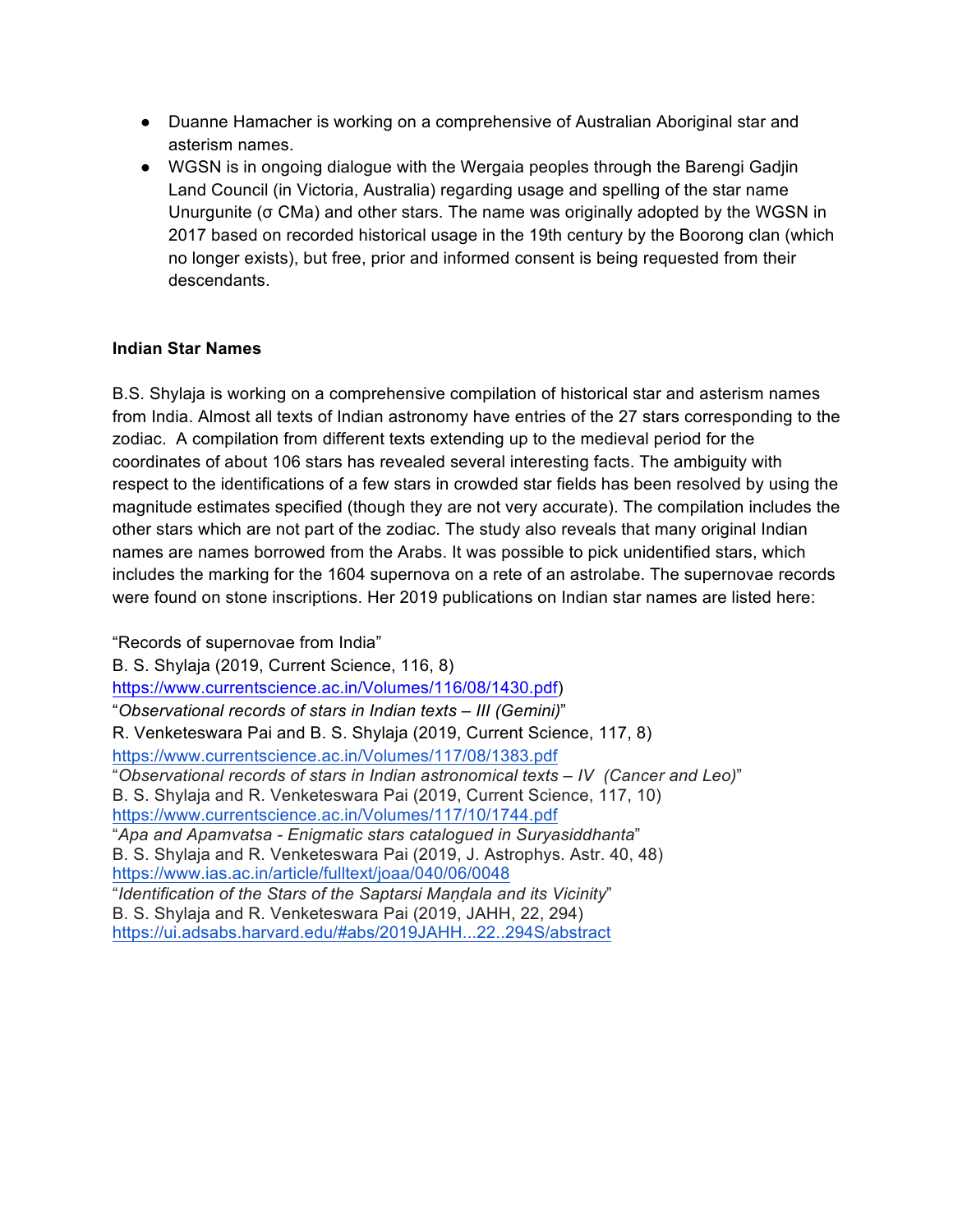- Duanne Hamacher is working on a comprehensive of Australian Aboriginal star and asterism names.
- WGSN is in ongoing dialogue with the Wergaia peoples through the Barengi Gadjin Land Council (in Victoria, Australia) regarding usage and spelling of the star name Unurgunite (σ CMa) and other stars. The name was originally adopted by the WGSN in 2017 based on recorded historical usage in the 19th century by the Boorong clan (which no longer exists), but free, prior and informed consent is being requested from their descendants.

**Indian Star Names**

B.S. Shylaja is working on a comprehensive compilation of historical star and asterism names from India. Almost all texts of Indian astronomy have entries of the 27 stars corresponding to the zodiac. A compilation from different texts extending up to the medieval period for the coordinates of about 106 stars has revealed several interesting facts. The ambiguity with respect to the identifications of a few stars in crowded star fields has been resolved by using the magnitude estimates specified (though they are not very accurate). The compilation includes the other stars which are not part of the zodiac. The study also reveals that many original Indian names are names borrowed from the Arabs. It was possible to pick unidentified stars, which includes the marking for the 1604 supernova on a rete of an astrolabe. The supernovae records were found on stone inscriptions. Her 2019 publications on Indian star names are listed here:

"Records of supernovae from India"
B. S. Shylaja (2019, Current Science, 116, 8)
https://www.currentscience.ac.in/Volumes/116/08/1430.pdf)
"*Observational records of stars in Indian texts – III (Gemini)*"
R. Venketeswara Pai and B. S. Shylaja (2019, Current Science, 117, 8)
https://www.currentscience.ac.in/Volumes/117/08/1383.pdf
"*Observational records of stars in Indian astronomical texts – IV (Cancer and Leo)*"
B. S. Shylaja and R. Venketeswara Pai (2019, Current Science, 117, 10)
https://www.currentscience.ac.in/Volumes/117/10/1744.pdf
"*Apa and Apamvatsa - Enigmatic stars catalogued in Suryasiddhanta*"
B. S. Shylaja and R. Venketeswara Pai (2019, J. Astrophys. Astr. 40, 48)
https://www.ias.ac.in/article/fulltext/joaa/040/06/0048
"*Identification of the Stars of the Saptarsi Maṇḍala and its Vicinity*"
B. S. Shylaja and R. Venketeswara Pai (2019, JAHH, 22, 294)
https://ui.adsabs.harvard.edu/#abs/2019JAHH...22..294S/abstract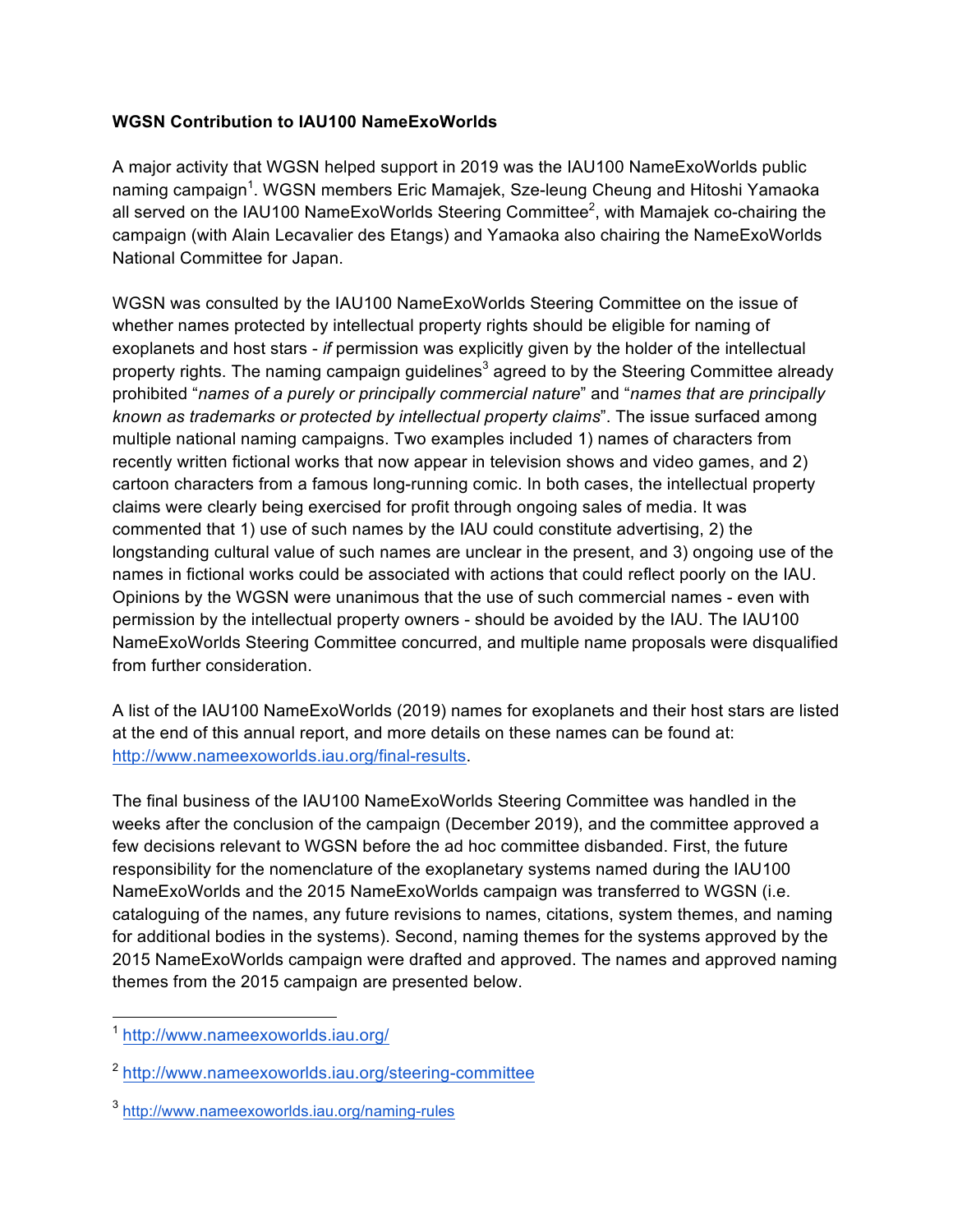**WGSN Contribution to IAU100 NameExoWorlds**

A major activity that WGSN helped support in 2019 was the IAU100 NameExoWorlds public naming campaign[1]. WGSN members Eric Mamajek, Sze-leung Cheung and Hitoshi Yamaoka all served on the IAU100 NameExoWorlds Steering Committee[2], with Mamajek co-chairing the campaign (with Alain Lecavalier des Etangs) and Yamaoka also chairing the NameExoWorlds National Committee for Japan.

WGSN was consulted by the IAU100 NameExoWorlds Steering Committee on the issue of whether names protected by intellectual property rights should be eligible for naming of exoplanets and host stars - *if* permission was explicitly given by the holder of the intellectual property rights. The naming campaign guidelines[3] agreed to by the Steering Committee already prohibited "*names of a purely or principally commercial nature*" and "*names that are principally known as trademarks or protected by intellectual property claims*". The issue surfaced among multiple national naming campaigns. Two examples included 1) names of characters from recently written fictional works that now appear in television shows and video games, and 2) cartoon characters from a famous long-running comic. In both cases, the intellectual property claims were clearly being exercised for profit through ongoing sales of media. It was commented that 1) use of such names by the IAU could constitute advertising, 2) the longstanding cultural value of such names are unclear in the present, and 3) ongoing use of the names in fictional works could be associated with actions that could reflect poorly on the IAU. Opinions by the WGSN were unanimous that the use of such commercial names - even with permission by the intellectual property owners - should be avoided by the IAU. The IAU100 NameExoWorlds Steering Committee concurred, and multiple name proposals were disqualified from further consideration.

A list of the IAU100 NameExoWorlds (2019) names for exoplanets and their host stars are listed at the end of this annual report, and more details on these names can be found at: http://www.nameexoworlds.iau.org/final-results.

The final business of the IAU100 NameExoWorlds Steering Committee was handled in the weeks after the conclusion of the campaign (December 2019), and the committee approved a few decisions relevant to WGSN before the ad hoc committee disbanded. First, the future responsibility for the nomenclature of the exoplanetary systems named during the IAU100 NameExoWorlds and the 2015 NameExoWorlds campaign was transferred to WGSN (i.e. cataloguing of the names, any future revisions to names, citations, system themes, and naming for additional bodies in the systems). Second, naming themes for the systems approved by the 2015 NameExoWorlds campaign were drafted and approved. The names and approved naming themes from the 2015 campaign are presented below.

[1] http://www.nameexoworlds.iau.org/

[2] http://www.nameexoworlds.iau.org/steering-committee

[3] http://www.nameexoworlds.iau.org/naming-rules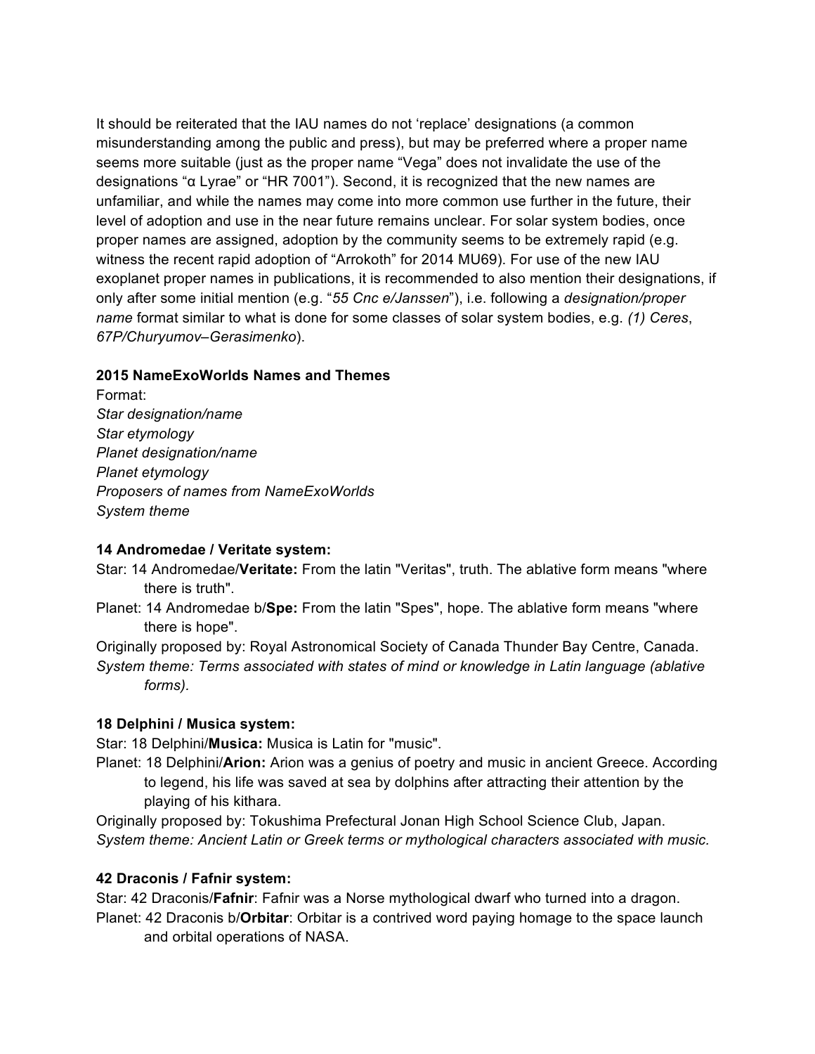It should be reiterated that the IAU names do not 'replace' designations (a common misunderstanding among the public and press), but may be preferred where a proper name seems more suitable (just as the proper name "Vega" does not invalidate the use of the designations "α Lyrae" or "HR 7001"). Second, it is recognized that the new names are unfamiliar, and while the names may come into more common use further in the future, their level of adoption and use in the near future remains unclear. For solar system bodies, once proper names are assigned, adoption by the community seems to be extremely rapid (e.g. witness the recent rapid adoption of "Arrokoth" for 2014 MU69). For use of the new IAU exoplanet proper names in publications, it is recommended to also mention their designations, if only after some initial mention (e.g. "*55 Cnc e/Janssen*"), i.e. following a *designation/proper name* format similar to what is done for some classes of solar system bodies, e.g. *(1) Ceres*, *67P/Churyumov–Gerasimenko*).

**2015 NameExoWorlds Names and Themes**

Format:
*Star designation/name*
*Star etymology*
*Planet designation/name*
*Planet etymology*
*Proposers of names from NameExoWorlds*
*System theme*

**14 Andromedae / Veritate system:**

Star: 14 Andromedae/**Veritate:** From the latin "Veritas", truth. The ablative form means "where there is truth".

Planet: 14 Andromedae b/**Spe:** From the latin "Spes", hope. The ablative form means "where there is hope".

Originally proposed by: Royal Astronomical Society of Canada Thunder Bay Centre, Canada.

*System theme: Terms associated with states of mind or knowledge in Latin language (ablative forms).*

**18 Delphini / Musica system:**

Star: 18 Delphini/**Musica:** Musica is Latin for "music".

Planet: 18 Delphini/**Arion:** Arion was a genius of poetry and music in ancient Greece. According to legend, his life was saved at sea by dolphins after attracting their attention by the playing of his kithara.

Originally proposed by: Tokushima Prefectural Jonan High School Science Club, Japan.

*System theme: Ancient Latin or Greek terms or mythological characters associated with music.*

**42 Draconis / Fafnir system:**

Star: 42 Draconis/**Fafnir**: Fafnir was a Norse mythological dwarf who turned into a dragon.

Planet: 42 Draconis b/**Orbitar**: Orbitar is a contrived word paying homage to the space launch and orbital operations of NASA.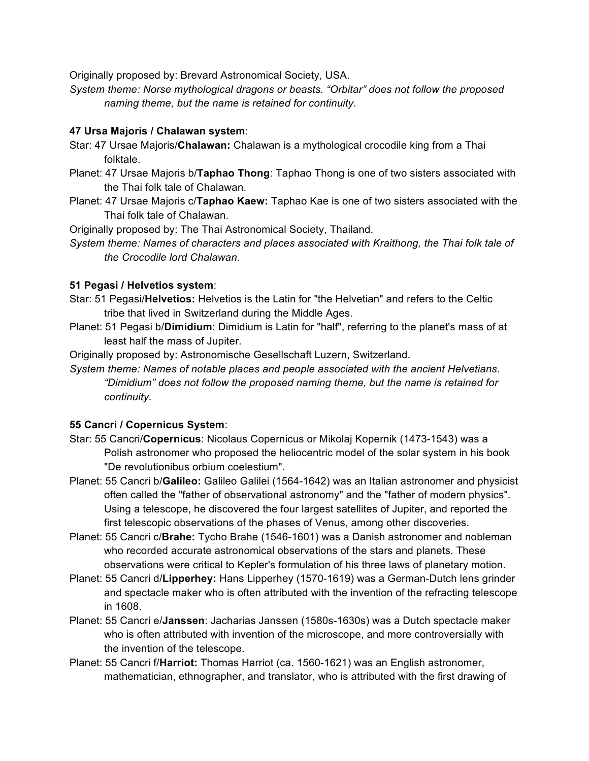Originally proposed by: Brevard Astronomical Society, USA.

*System theme: Norse mythological dragons or beasts. "Orbitar" does not follow the proposed naming theme, but the name is retained for continuity.*

**47 Ursa Majoris / Chalawan system**:

Star: 47 Ursae Majoris/**Chalawan:** Chalawan is a mythological crocodile king from a Thai folktale.

Planet: 47 Ursae Majoris b/**Taphao Thong**: Taphao Thong is one of two sisters associated with the Thai folk tale of Chalawan.

Planet: 47 Ursae Majoris c/**Taphao Kaew:** Taphao Kae is one of two sisters associated with the Thai folk tale of Chalawan.

Originally proposed by: The Thai Astronomical Society, Thailand.

*System theme: Names of characters and places associated with Kraithong, the Thai folk tale of the Crocodile lord Chalawan*.

**51 Pegasi / Helvetios system**:

Star: 51 Pegasi/**Helvetios:** Helvetios is the Latin for "the Helvetian" and refers to the Celtic tribe that lived in Switzerland during the Middle Ages.

Planet: 51 Pegasi b/**Dimidium**: Dimidium is Latin for "half", referring to the planet's mass of at least half the mass of Jupiter.

Originally proposed by: Astronomische Gesellschaft Luzern, Switzerland.

*System theme: Names of notable places and people associated with the ancient Helvetians. "Dimidium" does not follow the proposed naming theme, but the name is retained for continuity.*

**55 Cancri / Copernicus System**:

Star: 55 Cancri/**Copernicus**: Nicolaus Copernicus or Mikolaj Kopernik (1473-1543) was a Polish astronomer who proposed the heliocentric model of the solar system in his book "De revolutionibus orbium coelestium".

Planet: 55 Cancri b/**Galileo:** Galileo Galilei (1564-1642) was an Italian astronomer and physicist often called the "father of observational astronomy" and the "father of modern physics". Using a telescope, he discovered the four largest satellites of Jupiter, and reported the first telescopic observations of the phases of Venus, among other discoveries.

Planet: 55 Cancri c/**Brahe:** Tycho Brahe (1546-1601) was a Danish astronomer and nobleman who recorded accurate astronomical observations of the stars and planets. These observations were critical to Kepler's formulation of his three laws of planetary motion.

Planet: 55 Cancri d/**Lipperhey:** Hans Lipperhey (1570-1619) was a German-Dutch lens grinder and spectacle maker who is often attributed with the invention of the refracting telescope in 1608.

Planet: 55 Cancri e/**Janssen**: Jacharias Janssen (1580s-1630s) was a Dutch spectacle maker who is often attributed with invention of the microscope, and more controversially with the invention of the telescope.

Planet: 55 Cancri f/**Harriot:** Thomas Harriot (ca. 1560-1621) was an English astronomer, mathematician, ethnographer, and translator, who is attributed with the first drawing of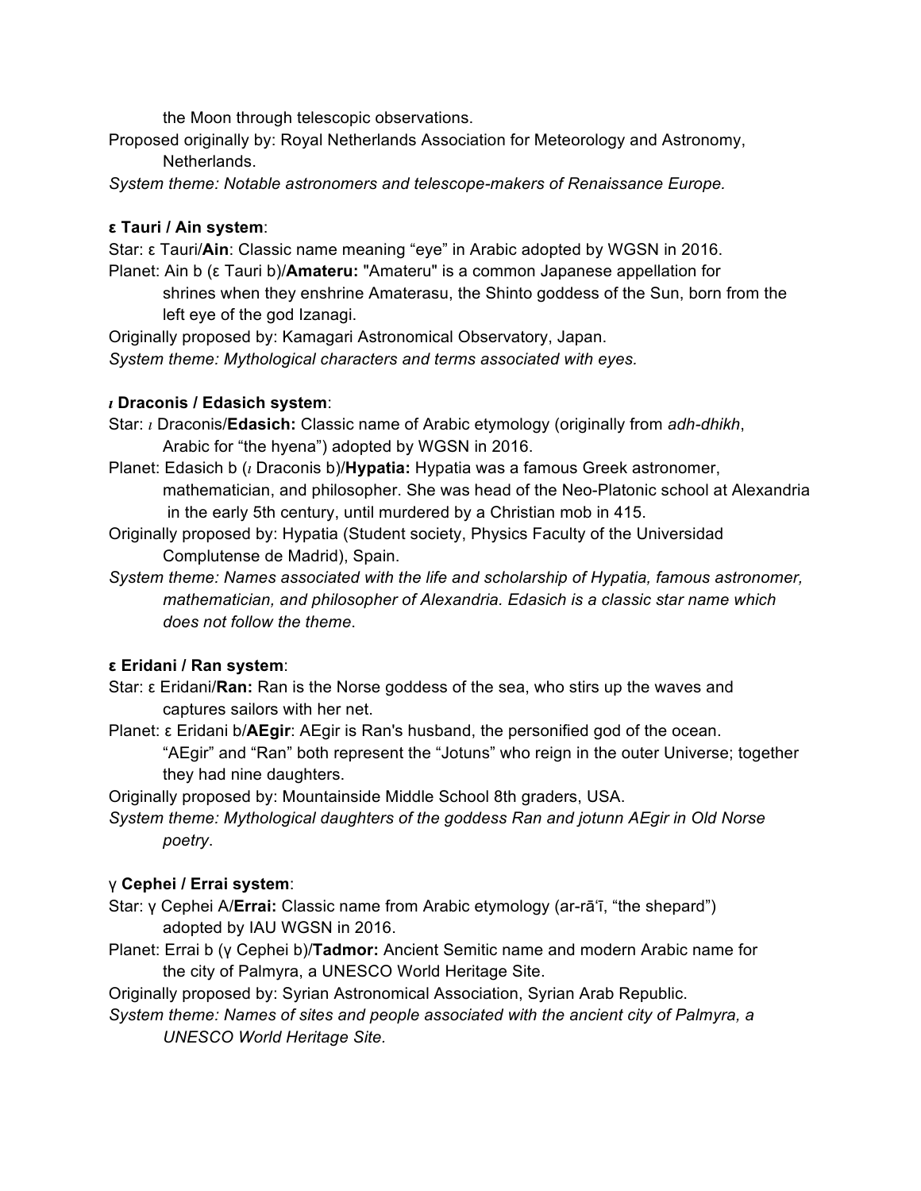the Moon through telescopic observations.

Proposed originally by: Royal Netherlands Association for Meteorology and Astronomy, Netherlands.

*System theme: Notable astronomers and telescope-makers of Renaissance Europe.*

**ε Tauri / Ain system**:

Star: ε Tauri/**Ain**: Classic name meaning “eye” in Arabic adopted by WGSN in 2016.

Planet: Ain b (ε Tauri b)/**Amateru:** "Amateru" is a common Japanese appellation for shrines when they enshrine Amaterasu, the Shinto goddess of the Sun, born from the left eye of the god Izanagi.

Originally proposed by: Kamagari Astronomical Observatory, Japan.

*System theme: Mythological characters and terms associated with eyes.*

***ι* Draconis / Edasich system**:

Star: *ι* Draconis/**Edasich:** Classic name of Arabic etymology (originally from *adh-dhikh*, Arabic for “the hyena”) adopted by WGSN in 2016.

Planet: Edasich b (*ι* Draconis b)/**Hypatia:** Hypatia was a famous Greek astronomer, mathematician, and philosopher. She was head of the Neo-Platonic school at Alexandria in the early 5th century, until murdered by a Christian mob in 415.

Originally proposed by: Hypatia (Student society, Physics Faculty of the Universidad Complutense de Madrid), Spain.

*System theme: Names associated with the life and scholarship of Hypatia, famous astronomer, mathematician, and philosopher of Alexandria. Edasich is a classic star name which does not follow the theme*.

**ε Eridani / Ran system**:

Star: ε Eridani/**Ran:** Ran is the Norse goddess of the sea, who stirs up the waves and captures sailors with her net.

Planet: ε Eridani b/**AEgir**: AEgir is Ran's husband, the personified god of the ocean. “AEgir” and “Ran” both represent the “Jotuns” who reign in the outer Universe; together they had nine daughters.

Originally proposed by: Mountainside Middle School 8th graders, USA.

*System theme: Mythological daughters of the goddess Ran and jotunn AEgir in Old Norse poetry*.

γ **Cephei / Errai system**:

Star: γ Cephei A/**Errai:** Classic name from Arabic etymology (ar-rāʿī, “the shepard”) adopted by IAU WGSN in 2016.

Planet: Errai b (γ Cephei b)/**Tadmor:** Ancient Semitic name and modern Arabic name for the city of Palmyra, a UNESCO World Heritage Site.

Originally proposed by: Syrian Astronomical Association, Syrian Arab Republic.

*System theme: Names of sites and people associated with the ancient city of Palmyra, a UNESCO World Heritage Site.*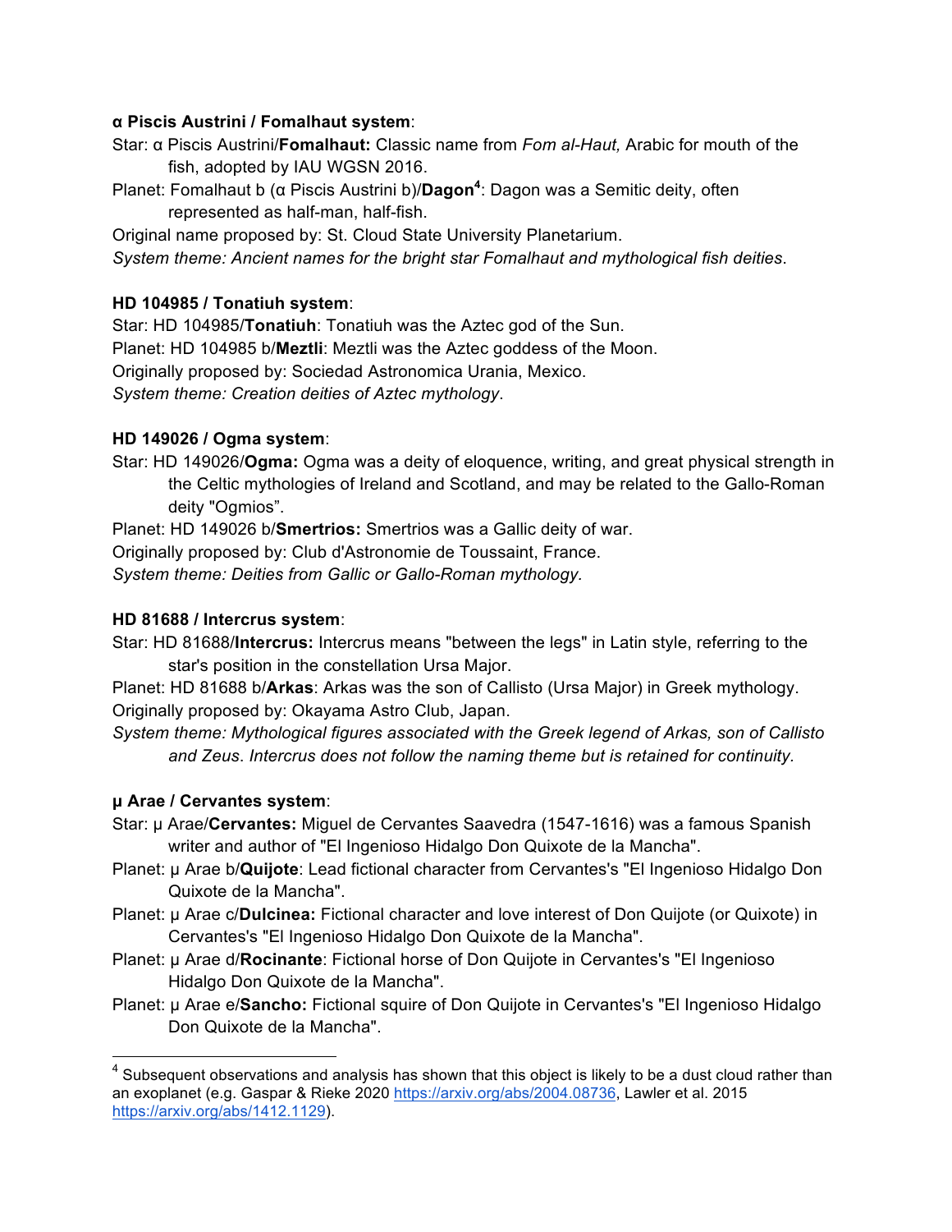**α Piscis Austrini / Fomalhaut system**:

Star: α Piscis Austrini/**Fomalhaut:** Classic name from *Fom al-Haut,* Arabic for mouth of the fish, adopted by IAU WGSN 2016.

Planet: Fomalhaut b (α Piscis Austrini b)/**Dagon**[4]: Dagon was a Semitic deity, often represented as half-man, half-fish.

Original name proposed by: St. Cloud State University Planetarium.

*System theme: Ancient names for the bright star Fomalhaut and mythological fish deities*.

**HD 104985 / Tonatiuh system**:

Star: HD 104985/**Tonatiuh**: Tonatiuh was the Aztec god of the Sun.

Planet: HD 104985 b/**Meztli**: Meztli was the Aztec goddess of the Moon.

Originally proposed by: Sociedad Astronomica Urania, Mexico.

*System theme: Creation deities of Aztec mythology*.

**HD 149026 / Ogma system**:

Star: HD 149026/**Ogma:** Ogma was a deity of eloquence, writing, and great physical strength in the Celtic mythologies of Ireland and Scotland, and may be related to the Gallo-Roman deity "Ogmios".

Planet: HD 149026 b/**Smertrios:** Smertrios was a Gallic deity of war.

Originally proposed by: Club d'Astronomie de Toussaint, France.

*System theme: Deities from Gallic or Gallo-Roman mythology.*

**HD 81688 / Intercrus system**:

Star: HD 81688/**Intercrus:** Intercrus means "between the legs" in Latin style, referring to the star's position in the constellation Ursa Major.

Planet: HD 81688 b/**Arkas**: Arkas was the son of Callisto (Ursa Major) in Greek mythology.

Originally proposed by: Okayama Astro Club, Japan.

*System theme: Mythological figures associated with the Greek legend of Arkas, son of Callisto and Zeus*. *Intercrus does not follow the naming theme but is retained for continuity.*

**μ Arae / Cervantes system**:

Star: μ Arae/**Cervantes:** Miguel de Cervantes Saavedra (1547-1616) was a famous Spanish writer and author of "El Ingenioso Hidalgo Don Quixote de la Mancha".

Planet: μ Arae b/**Quijote**: Lead fictional character from Cervantes's "El Ingenioso Hidalgo Don Quixote de la Mancha".

Planet: μ Arae c/**Dulcinea:** Fictional character and love interest of Don Quijote (or Quixote) in Cervantes's "El Ingenioso Hidalgo Don Quixote de la Mancha".

Planet: μ Arae d/**Rocinante**: Fictional horse of Don Quijote in Cervantes's "El Ingenioso Hidalgo Don Quixote de la Mancha".

Planet: μ Arae e/**Sancho:** Fictional squire of Don Quijote in Cervantes's "El Ingenioso Hidalgo Don Quixote de la Mancha".

---

[4] Subsequent observations and analysis has shown that this object is likely to be a dust cloud rather than an exoplanet (e.g. Gaspar & Rieke 2020 https://arxiv.org/abs/2004.08736, Lawler et al. 2015 https://arxiv.org/abs/1412.1129).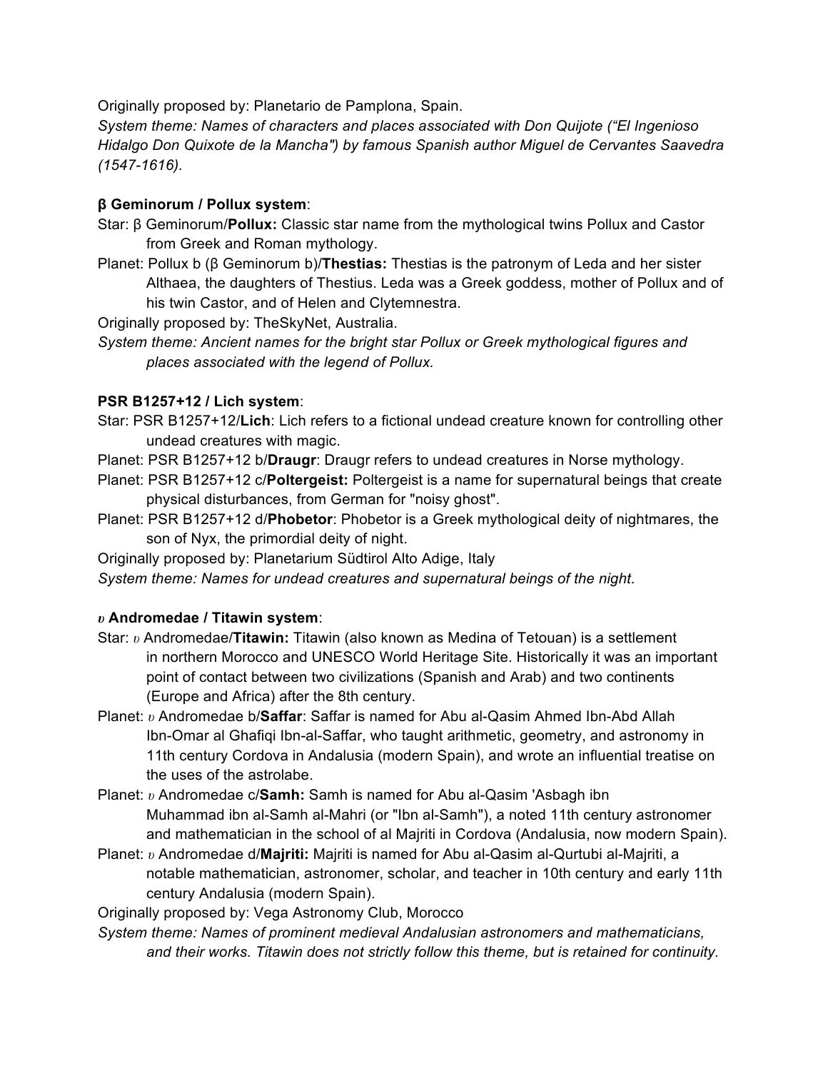Originally proposed by: Planetario de Pamplona, Spain.

*System theme: Names of characters and places associated with Don Quijote ("El Ingenioso Hidalgo Don Quixote de la Mancha") by famous Spanish author Miguel de Cervantes Saavedra (1547-1616).*

**β Geminorum / Pollux system**:

Star: β Geminorum/**Pollux:** Classic star name from the mythological twins Pollux and Castor from Greek and Roman mythology.

Planet: Pollux b (β Geminorum b)/**Thestias:** Thestias is the patronym of Leda and her sister Althaea, the daughters of Thestius. Leda was a Greek goddess, mother of Pollux and of his twin Castor, and of Helen and Clytemnestra.

Originally proposed by: TheSkyNet, Australia.

*System theme: Ancient names for the bright star Pollux or Greek mythological figures and places associated with the legend of Pollux.*

**PSR B1257+12 / Lich system**:

Star: PSR B1257+12/**Lich**: Lich refers to a fictional undead creature known for controlling other undead creatures with magic.

Planet: PSR B1257+12 b/**Draugr**: Draugr refers to undead creatures in Norse mythology.

Planet: PSR B1257+12 c/**Poltergeist:** Poltergeist is a name for supernatural beings that create physical disturbances, from German for "noisy ghost".

Planet: PSR B1257+12 d/**Phobetor**: Phobetor is a Greek mythological deity of nightmares, the son of Nyx, the primordial deity of night.

Originally proposed by: Planetarium Südtirol Alto Adige, Italy

*System theme: Names for undead creatures and supernatural beings of the night*.

***υ* Andromedae / Titawin system**:

Star: *υ* Andromedae/**Titawin:** Titawin (also known as Medina of Tetouan) is a settlement in northern Morocco and UNESCO World Heritage Site. Historically it was an important point of contact between two civilizations (Spanish and Arab) and two continents (Europe and Africa) after the 8th century.

Planet: *υ* Andromedae b/**Saffar**: Saffar is named for Abu al-Qasim Ahmed Ibn-Abd Allah Ibn-Omar al Ghafiqi Ibn-al-Saffar, who taught arithmetic, geometry, and astronomy in 11th century Cordova in Andalusia (modern Spain), and wrote an influential treatise on the uses of the astrolabe.

Planet: *υ* Andromedae c/**Samh:** Samh is named for Abu al-Qasim 'Asbagh ibn Muhammad ibn al-Samh al-Mahri (or "Ibn al-Samh"), a noted 11th century astronomer and mathematician in the school of al Majriti in Cordova (Andalusia, now modern Spain).

Planet: *υ* Andromedae d/**Majriti:** Majriti is named for Abu al-Qasim al-Qurtubi al-Majriti, a notable mathematician, astronomer, scholar, and teacher in 10th century and early 11th century Andalusia (modern Spain).

Originally proposed by: Vega Astronomy Club, Morocco

*System theme: Names of prominent medieval Andalusian astronomers and mathematicians, and their works. Titawin does not strictly follow this theme, but is retained for continuity.*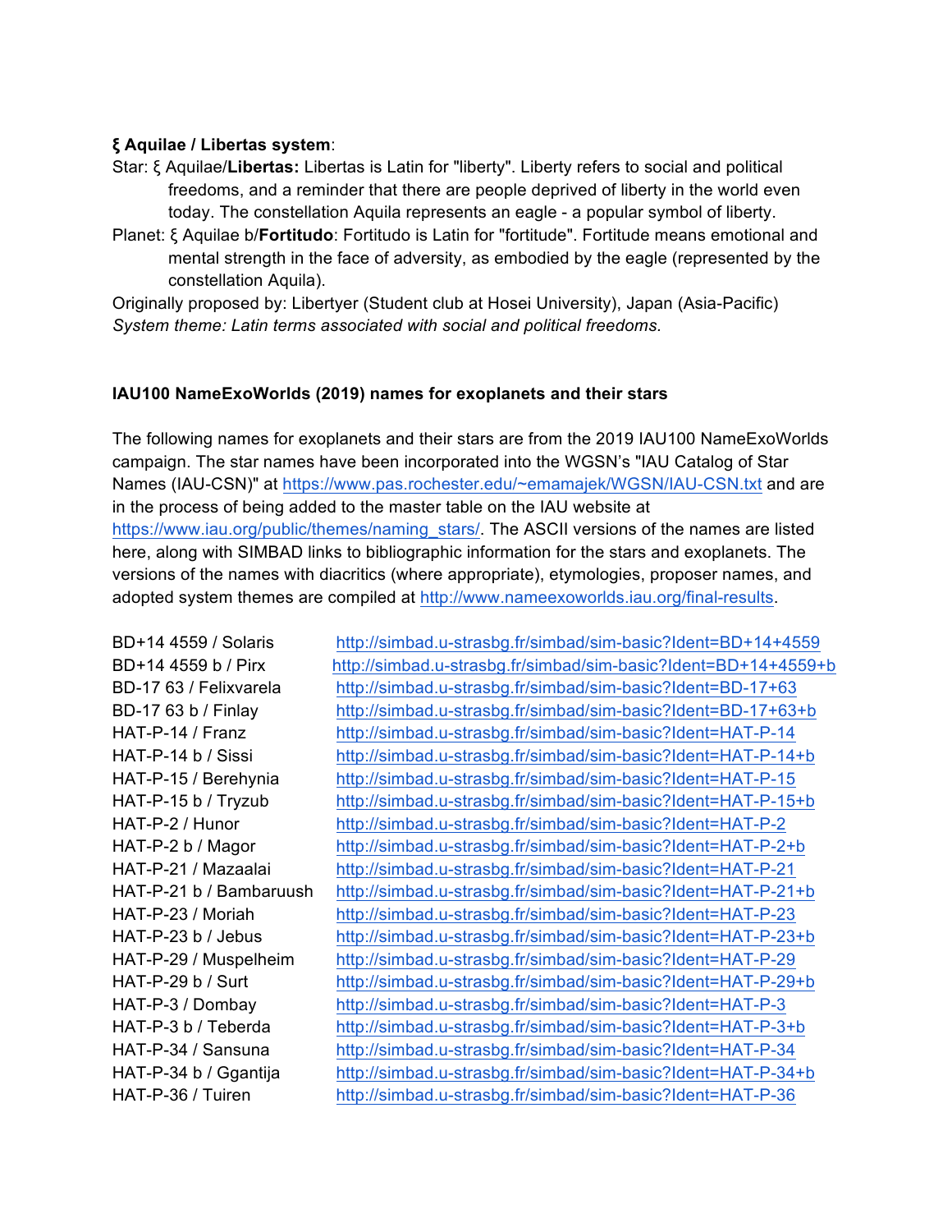**ξ Aquilae / Libertas system**:

Star: ξ Aquilae/**Libertas:** Libertas is Latin for "liberty". Liberty refers to social and political freedoms, and a reminder that there are people deprived of liberty in the world even today. The constellation Aquila represents an eagle - a popular symbol of liberty.

Planet: ξ Aquilae b/**Fortitudo**: Fortitudo is Latin for "fortitude". Fortitude means emotional and mental strength in the face of adversity, as embodied by the eagle (represented by the constellation Aquila).

Originally proposed by: Libertyer (Student club at Hosei University), Japan (Asia-Pacific)

*System theme: Latin terms associated with social and political freedoms.*

**IAU100 NameExoWorlds (2019) names for exoplanets and their stars**

The following names for exoplanets and their stars are from the 2019 IAU100 NameExoWorlds campaign. The star names have been incorporated into the WGSN's "IAU Catalog of Star Names (IAU-CSN)" at https://www.pas.rochester.edu/~emamajek/WGSN/IAU-CSN.txt and are in the process of being added to the master table on the IAU website at https://www.iau.org/public/themes/naming_stars/. The ASCII versions of the names are listed here, along with SIMBAD links to bibliographic information for the stars and exoplanets. The versions of the names with diacritics (where appropriate), etymologies, proposer names, and adopted system themes are compiled at http://www.nameexoworlds.iau.org/final-results.

BD+14 4559 / Solaris http://simbad.u-strasbg.fr/simbad/sim-basic?Ident=BD+14+4559
BD+14 4559 b / Pirx http://simbad.u-strasbg.fr/simbad/sim-basic?Ident=BD+14+4559+b
BD-17 63 / Felixvarela http://simbad.u-strasbg.fr/simbad/sim-basic?Ident=BD-17+63
BD-17 63 b / Finlay http://simbad.u-strasbg.fr/simbad/sim-basic?Ident=BD-17+63+b
HAT-P-14 / Franz http://simbad.u-strasbg.fr/simbad/sim-basic?Ident=HAT-P-14
HAT-P-14 b / Sissi http://simbad.u-strasbg.fr/simbad/sim-basic?Ident=HAT-P-14+b
HAT-P-15 / Berehynia http://simbad.u-strasbg.fr/simbad/sim-basic?Ident=HAT-P-15
HAT-P-15 b / Tryzub http://simbad.u-strasbg.fr/simbad/sim-basic?Ident=HAT-P-15+b
HAT-P-2 / Hunor http://simbad.u-strasbg.fr/simbad/sim-basic?Ident=HAT-P-2
HAT-P-2 b / Magor http://simbad.u-strasbg.fr/simbad/sim-basic?Ident=HAT-P-2+b
HAT-P-21 / Mazaalai http://simbad.u-strasbg.fr/simbad/sim-basic?Ident=HAT-P-21
HAT-P-21 b / Bambaruush http://simbad.u-strasbg.fr/simbad/sim-basic?Ident=HAT-P-21+b
HAT-P-23 / Moriah http://simbad.u-strasbg.fr/simbad/sim-basic?Ident=HAT-P-23
HAT-P-23 b / Jebus http://simbad.u-strasbg.fr/simbad/sim-basic?Ident=HAT-P-23+b
HAT-P-29 / Muspelheim http://simbad.u-strasbg.fr/simbad/sim-basic?Ident=HAT-P-29
HAT-P-29 b / Surt http://simbad.u-strasbg.fr/simbad/sim-basic?Ident=HAT-P-29+b
HAT-P-3 / Dombay http://simbad.u-strasbg.fr/simbad/sim-basic?Ident=HAT-P-3
HAT-P-3 b / Teberda http://simbad.u-strasbg.fr/simbad/sim-basic?Ident=HAT-P-3+b
HAT-P-34 / Sansuna http://simbad.u-strasbg.fr/simbad/sim-basic?Ident=HAT-P-34
HAT-P-34 b / Ggantija http://simbad.u-strasbg.fr/simbad/sim-basic?Ident=HAT-P-34+b
HAT-P-36 / Tuiren http://simbad.u-strasbg.fr/simbad/sim-basic?Ident=HAT-P-36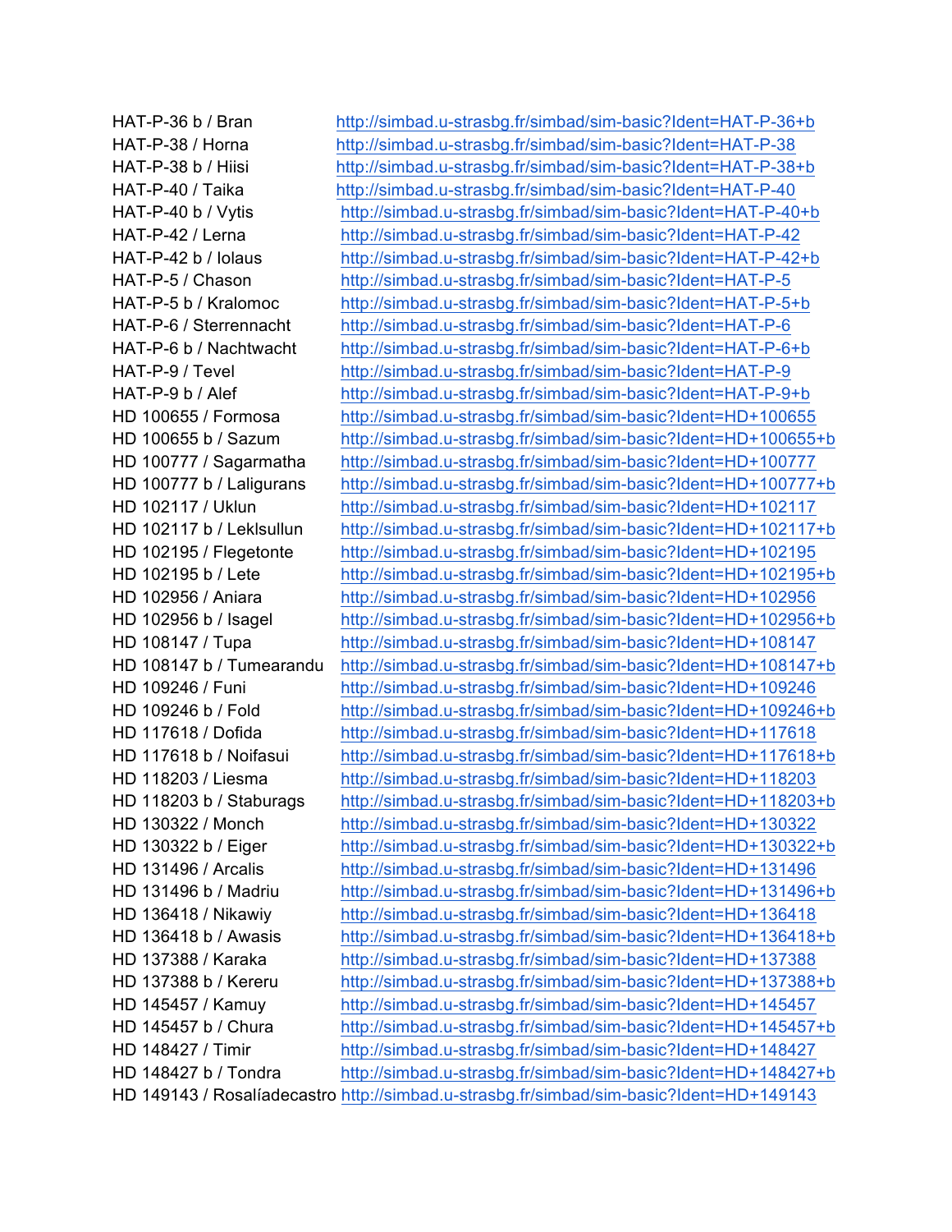HAT-P-36 b / Bran http://simbad.u-strasbg.fr/simbad/sim-basic?Ident=HAT-P-36+b
HAT-P-38 / Horna http://simbad.u-strasbg.fr/simbad/sim-basic?Ident=HAT-P-38
HAT-P-38 b / Hiisi http://simbad.u-strasbg.fr/simbad/sim-basic?Ident=HAT-P-38+b
HAT-P-40 / Taika http://simbad.u-strasbg.fr/simbad/sim-basic?Ident=HAT-P-40
HAT-P-40 b / Vytis http://simbad.u-strasbg.fr/simbad/sim-basic?Ident=HAT-P-40+b
HAT-P-42 / Lerna http://simbad.u-strasbg.fr/simbad/sim-basic?Ident=HAT-P-42
HAT-P-42 b / Iolaus http://simbad.u-strasbg.fr/simbad/sim-basic?Ident=HAT-P-42+b
HAT-P-5 / Chason http://simbad.u-strasbg.fr/simbad/sim-basic?Ident=HAT-P-5
HAT-P-5 b / Kralomoc http://simbad.u-strasbg.fr/simbad/sim-basic?Ident=HAT-P-5+b
HAT-P-6 / Sterrennacht http://simbad.u-strasbg.fr/simbad/sim-basic?Ident=HAT-P-6
HAT-P-6 b / Nachtwacht http://simbad.u-strasbg.fr/simbad/sim-basic?Ident=HAT-P-6+b
HAT-P-9 / Tevel http://simbad.u-strasbg.fr/simbad/sim-basic?Ident=HAT-P-9
HAT-P-9 b / Alef http://simbad.u-strasbg.fr/simbad/sim-basic?Ident=HAT-P-9+b
HD 100655 / Formosa http://simbad.u-strasbg.fr/simbad/sim-basic?Ident=HD+100655
HD 100655 b / Sazum http://simbad.u-strasbg.fr/simbad/sim-basic?Ident=HD+100655+b
HD 100777 / Sagarmatha http://simbad.u-strasbg.fr/simbad/sim-basic?Ident=HD+100777
HD 100777 b / Laligurans http://simbad.u-strasbg.fr/simbad/sim-basic?Ident=HD+100777+b
HD 102117 / Uklun http://simbad.u-strasbg.fr/simbad/sim-basic?Ident=HD+102117
HD 102117 b / Leklsullun http://simbad.u-strasbg.fr/simbad/sim-basic?Ident=HD+102117+b
HD 102195 / Flegetonte http://simbad.u-strasbg.fr/simbad/sim-basic?Ident=HD+102195
HD 102195 b / Lete http://simbad.u-strasbg.fr/simbad/sim-basic?Ident=HD+102195+b
HD 102956 / Aniara http://simbad.u-strasbg.fr/simbad/sim-basic?Ident=HD+102956
HD 102956 b / Isagel http://simbad.u-strasbg.fr/simbad/sim-basic?Ident=HD+102956+b
HD 108147 / Tupa http://simbad.u-strasbg.fr/simbad/sim-basic?Ident=HD+108147
HD 108147 b / Tumearandu http://simbad.u-strasbg.fr/simbad/sim-basic?Ident=HD+108147+b
HD 109246 / Funi http://simbad.u-strasbg.fr/simbad/sim-basic?Ident=HD+109246
HD 109246 b / Fold http://simbad.u-strasbg.fr/simbad/sim-basic?Ident=HD+109246+b
HD 117618 / Dofida http://simbad.u-strasbg.fr/simbad/sim-basic?Ident=HD+117618
HD 117618 b / Noifasui http://simbad.u-strasbg.fr/simbad/sim-basic?Ident=HD+117618+b
HD 118203 / Liesma http://simbad.u-strasbg.fr/simbad/sim-basic?Ident=HD+118203
HD 118203 b / Staburags http://simbad.u-strasbg.fr/simbad/sim-basic?Ident=HD+118203+b
HD 130322 / Monch http://simbad.u-strasbg.fr/simbad/sim-basic?Ident=HD+130322
HD 130322 b / Eiger http://simbad.u-strasbg.fr/simbad/sim-basic?Ident=HD+130322+b
HD 131496 / Arcalis http://simbad.u-strasbg.fr/simbad/sim-basic?Ident=HD+131496
HD 131496 b / Madriu http://simbad.u-strasbg.fr/simbad/sim-basic?Ident=HD+131496+b
HD 136418 / Nikawiy http://simbad.u-strasbg.fr/simbad/sim-basic?Ident=HD+136418
HD 136418 b / Awasis http://simbad.u-strasbg.fr/simbad/sim-basic?Ident=HD+136418+b
HD 137388 / Karaka http://simbad.u-strasbg.fr/simbad/sim-basic?Ident=HD+137388
HD 137388 b / Kereru http://simbad.u-strasbg.fr/simbad/sim-basic?Ident=HD+137388+b
HD 145457 / Kamuy http://simbad.u-strasbg.fr/simbad/sim-basic?Ident=HD+145457
HD 145457 b / Chura http://simbad.u-strasbg.fr/simbad/sim-basic?Ident=HD+145457+b
HD 148427 / Timir http://simbad.u-strasbg.fr/simbad/sim-basic?Ident=HD+148427
HD 148427 b / Tondra http://simbad.u-strasbg.fr/simbad/sim-basic?Ident=HD+148427+b
HD 149143 / Rosalíadecastro http://simbad.u-strasbg.fr/simbad/sim-basic?Ident=HD+149143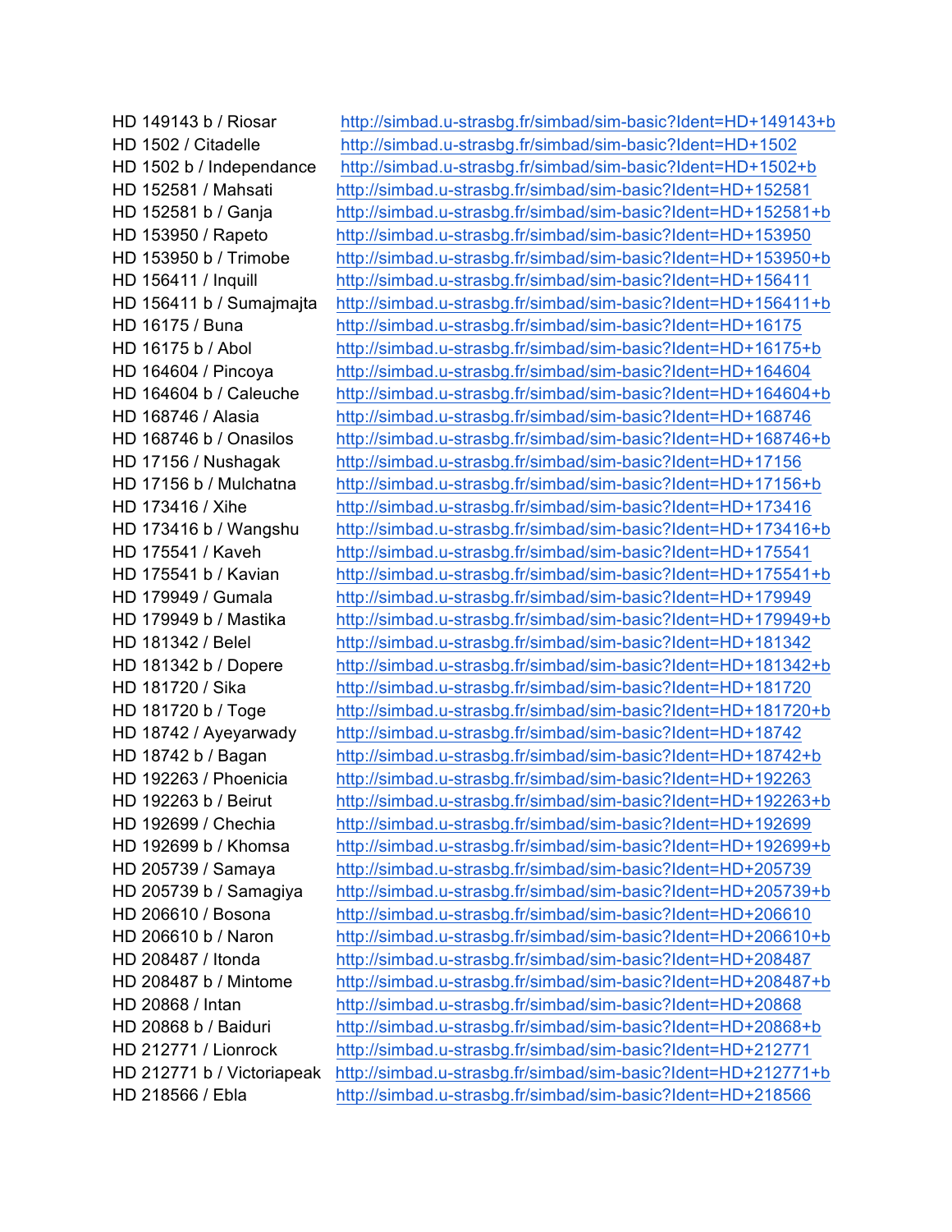HD 149143 b / Riosar http://simbad.u-strasbg.fr/simbad/sim-basic?Ident=HD+149143+b
HD 1502 / Citadelle http://simbad.u-strasbg.fr/simbad/sim-basic?Ident=HD+1502
HD 1502 b / Independance http://simbad.u-strasbg.fr/simbad/sim-basic?Ident=HD+1502+b
HD 152581 / Mahsati http://simbad.u-strasbg.fr/simbad/sim-basic?Ident=HD+152581
HD 152581 b / Ganja http://simbad.u-strasbg.fr/simbad/sim-basic?Ident=HD+152581+b
HD 153950 / Rapeto http://simbad.u-strasbg.fr/simbad/sim-basic?Ident=HD+153950
HD 153950 b / Trimobe http://simbad.u-strasbg.fr/simbad/sim-basic?Ident=HD+153950+b
HD 156411 / Inquill http://simbad.u-strasbg.fr/simbad/sim-basic?Ident=HD+156411
HD 156411 b / Sumajmajta http://simbad.u-strasbg.fr/simbad/sim-basic?Ident=HD+156411+b
HD 16175 / Buna http://simbad.u-strasbg.fr/simbad/sim-basic?Ident=HD+16175
HD 16175 b / Abol http://simbad.u-strasbg.fr/simbad/sim-basic?Ident=HD+16175+b
HD 164604 / Pincoya http://simbad.u-strasbg.fr/simbad/sim-basic?Ident=HD+164604
HD 164604 b / Caleuche http://simbad.u-strasbg.fr/simbad/sim-basic?Ident=HD+164604+b
HD 168746 / Alasia http://simbad.u-strasbg.fr/simbad/sim-basic?Ident=HD+168746
HD 168746 b / Onasilos http://simbad.u-strasbg.fr/simbad/sim-basic?Ident=HD+168746+b
HD 17156 / Nushagak http://simbad.u-strasbg.fr/simbad/sim-basic?Ident=HD+17156
HD 17156 b / Mulchatna http://simbad.u-strasbg.fr/simbad/sim-basic?Ident=HD+17156+b
HD 173416 / Xihe http://simbad.u-strasbg.fr/simbad/sim-basic?Ident=HD+173416
HD 173416 b / Wangshu http://simbad.u-strasbg.fr/simbad/sim-basic?Ident=HD+173416+b
HD 175541 / Kaveh http://simbad.u-strasbg.fr/simbad/sim-basic?Ident=HD+175541
HD 175541 b / Kavian http://simbad.u-strasbg.fr/simbad/sim-basic?Ident=HD+175541+b
HD 179949 / Gumala http://simbad.u-strasbg.fr/simbad/sim-basic?Ident=HD+179949
HD 179949 b / Mastika http://simbad.u-strasbg.fr/simbad/sim-basic?Ident=HD+179949+b
HD 181342 / Belel http://simbad.u-strasbg.fr/simbad/sim-basic?Ident=HD+181342
HD 181342 b / Dopere http://simbad.u-strasbg.fr/simbad/sim-basic?Ident=HD+181342+b
HD 181720 / Sika http://simbad.u-strasbg.fr/simbad/sim-basic?Ident=HD+181720
HD 181720 b / Toge http://simbad.u-strasbg.fr/simbad/sim-basic?Ident=HD+181720+b
HD 18742 / Ayeyarwady http://simbad.u-strasbg.fr/simbad/sim-basic?Ident=HD+18742
HD 18742 b / Bagan http://simbad.u-strasbg.fr/simbad/sim-basic?Ident=HD+18742+b
HD 192263 / Phoenicia http://simbad.u-strasbg.fr/simbad/sim-basic?Ident=HD+192263
HD 192263 b / Beirut http://simbad.u-strasbg.fr/simbad/sim-basic?Ident=HD+192263+b
HD 192699 / Chechia http://simbad.u-strasbg.fr/simbad/sim-basic?Ident=HD+192699
HD 192699 b / Khomsa http://simbad.u-strasbg.fr/simbad/sim-basic?Ident=HD+192699+b
HD 205739 / Samaya http://simbad.u-strasbg.fr/simbad/sim-basic?Ident=HD+205739
HD 205739 b / Samagiya http://simbad.u-strasbg.fr/simbad/sim-basic?Ident=HD+205739+b
HD 206610 / Bosona http://simbad.u-strasbg.fr/simbad/sim-basic?Ident=HD+206610
HD 206610 b / Naron http://simbad.u-strasbg.fr/simbad/sim-basic?Ident=HD+206610+b
HD 208487 / Itonda http://simbad.u-strasbg.fr/simbad/sim-basic?Ident=HD+208487
HD 208487 b / Mintome http://simbad.u-strasbg.fr/simbad/sim-basic?Ident=HD+208487+b
HD 20868 / Intan http://simbad.u-strasbg.fr/simbad/sim-basic?Ident=HD+20868
HD 20868 b / Baiduri http://simbad.u-strasbg.fr/simbad/sim-basic?Ident=HD+20868+b
HD 212771 / Lionrock http://simbad.u-strasbg.fr/simbad/sim-basic?Ident=HD+212771
HD 212771 b / Victoriapeak http://simbad.u-strasbg.fr/simbad/sim-basic?Ident=HD+212771+b
HD 218566 / Ebla http://simbad.u-strasbg.fr/simbad/sim-basic?Ident=HD+218566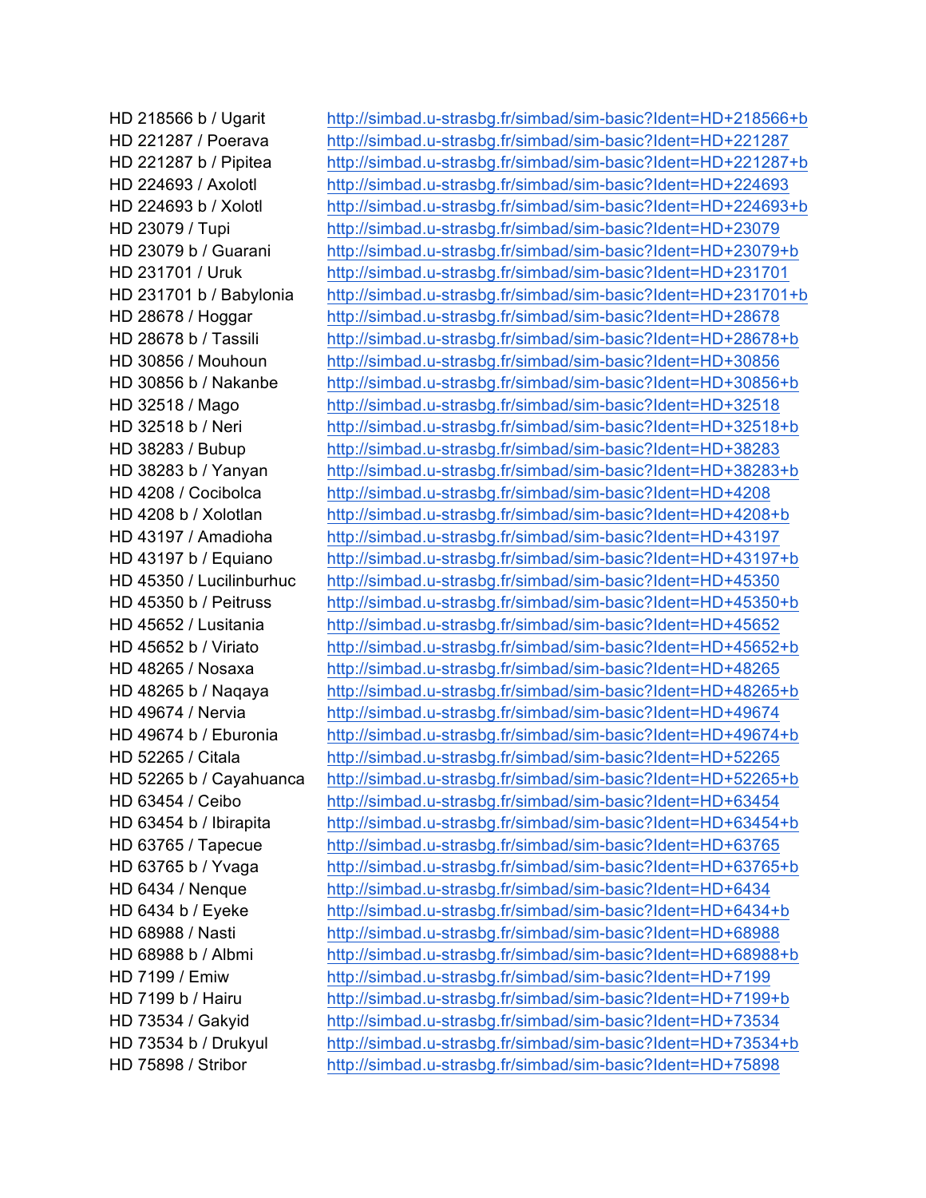HD 218566 b / Ugarit http://simbad.u-strasbg.fr/simbad/sim-basic?Ident=HD+218566+b
HD 221287 / Poerava http://simbad.u-strasbg.fr/simbad/sim-basic?Ident=HD+221287
HD 221287 b / Pipitea http://simbad.u-strasbg.fr/simbad/sim-basic?Ident=HD+221287+b
HD 224693 / Axolotl http://simbad.u-strasbg.fr/simbad/sim-basic?Ident=HD+224693
HD 224693 b / Xolotl http://simbad.u-strasbg.fr/simbad/sim-basic?Ident=HD+224693+b
HD 23079 / Tupi http://simbad.u-strasbg.fr/simbad/sim-basic?Ident=HD+23079
HD 23079 b / Guarani http://simbad.u-strasbg.fr/simbad/sim-basic?Ident=HD+23079+b
HD 231701 / Uruk http://simbad.u-strasbg.fr/simbad/sim-basic?Ident=HD+231701
HD 231701 b / Babylonia http://simbad.u-strasbg.fr/simbad/sim-basic?Ident=HD+231701+b
HD 28678 / Hoggar http://simbad.u-strasbg.fr/simbad/sim-basic?Ident=HD+28678
HD 28678 b / Tassili http://simbad.u-strasbg.fr/simbad/sim-basic?Ident=HD+28678+b
HD 30856 / Mouhoun http://simbad.u-strasbg.fr/simbad/sim-basic?Ident=HD+30856
HD 30856 b / Nakanbe http://simbad.u-strasbg.fr/simbad/sim-basic?Ident=HD+30856+b
HD 32518 / Mago http://simbad.u-strasbg.fr/simbad/sim-basic?Ident=HD+32518
HD 32518 b / Neri http://simbad.u-strasbg.fr/simbad/sim-basic?Ident=HD+32518+b
HD 38283 / Bubup http://simbad.u-strasbg.fr/simbad/sim-basic?Ident=HD+38283
HD 38283 b / Yanyan http://simbad.u-strasbg.fr/simbad/sim-basic?Ident=HD+38283+b
HD 4208 / Cocibolca http://simbad.u-strasbg.fr/simbad/sim-basic?Ident=HD+4208
HD 4208 b / Xolotlan http://simbad.u-strasbg.fr/simbad/sim-basic?Ident=HD+4208+b
HD 43197 / Amadioha http://simbad.u-strasbg.fr/simbad/sim-basic?Ident=HD+43197
HD 43197 b / Equiano http://simbad.u-strasbg.fr/simbad/sim-basic?Ident=HD+43197+b
HD 45350 / Lucilinburhuc http://simbad.u-strasbg.fr/simbad/sim-basic?Ident=HD+45350
HD 45350 b / Peitruss http://simbad.u-strasbg.fr/simbad/sim-basic?Ident=HD+45350+b
HD 45652 / Lusitania http://simbad.u-strasbg.fr/simbad/sim-basic?Ident=HD+45652
HD 45652 b / Viriato http://simbad.u-strasbg.fr/simbad/sim-basic?Ident=HD+45652+b
HD 48265 / Nosaxa http://simbad.u-strasbg.fr/simbad/sim-basic?Ident=HD+48265
HD 48265 b / Naqaya http://simbad.u-strasbg.fr/simbad/sim-basic?Ident=HD+48265+b
HD 49674 / Nervia http://simbad.u-strasbg.fr/simbad/sim-basic?Ident=HD+49674
HD 49674 b / Eburonia http://simbad.u-strasbg.fr/simbad/sim-basic?Ident=HD+49674+b
HD 52265 / Citala http://simbad.u-strasbg.fr/simbad/sim-basic?Ident=HD+52265
HD 52265 b / Cayahuanca http://simbad.u-strasbg.fr/simbad/sim-basic?Ident=HD+52265+b
HD 63454 / Ceibo http://simbad.u-strasbg.fr/simbad/sim-basic?Ident=HD+63454
HD 63454 b / Ibirapita http://simbad.u-strasbg.fr/simbad/sim-basic?Ident=HD+63454+b
HD 63765 / Tapecue http://simbad.u-strasbg.fr/simbad/sim-basic?Ident=HD+63765
HD 63765 b / Yvaga http://simbad.u-strasbg.fr/simbad/sim-basic?Ident=HD+63765+b
HD 6434 / Nenque http://simbad.u-strasbg.fr/simbad/sim-basic?Ident=HD+6434
HD 6434 b / Eyeke http://simbad.u-strasbg.fr/simbad/sim-basic?Ident=HD+6434+b
HD 68988 / Nasti http://simbad.u-strasbg.fr/simbad/sim-basic?Ident=HD+68988
HD 68988 b / Albmi http://simbad.u-strasbg.fr/simbad/sim-basic?Ident=HD+68988+b
HD 7199 / Emiw http://simbad.u-strasbg.fr/simbad/sim-basic?Ident=HD+7199
HD 7199 b / Hairu http://simbad.u-strasbg.fr/simbad/sim-basic?Ident=HD+7199+b
HD 73534 / Gakyid http://simbad.u-strasbg.fr/simbad/sim-basic?Ident=HD+73534
HD 73534 b / Drukyul http://simbad.u-strasbg.fr/simbad/sim-basic?Ident=HD+73534+b
HD 75898 / Stribor http://simbad.u-strasbg.fr/simbad/sim-basic?Ident=HD+75898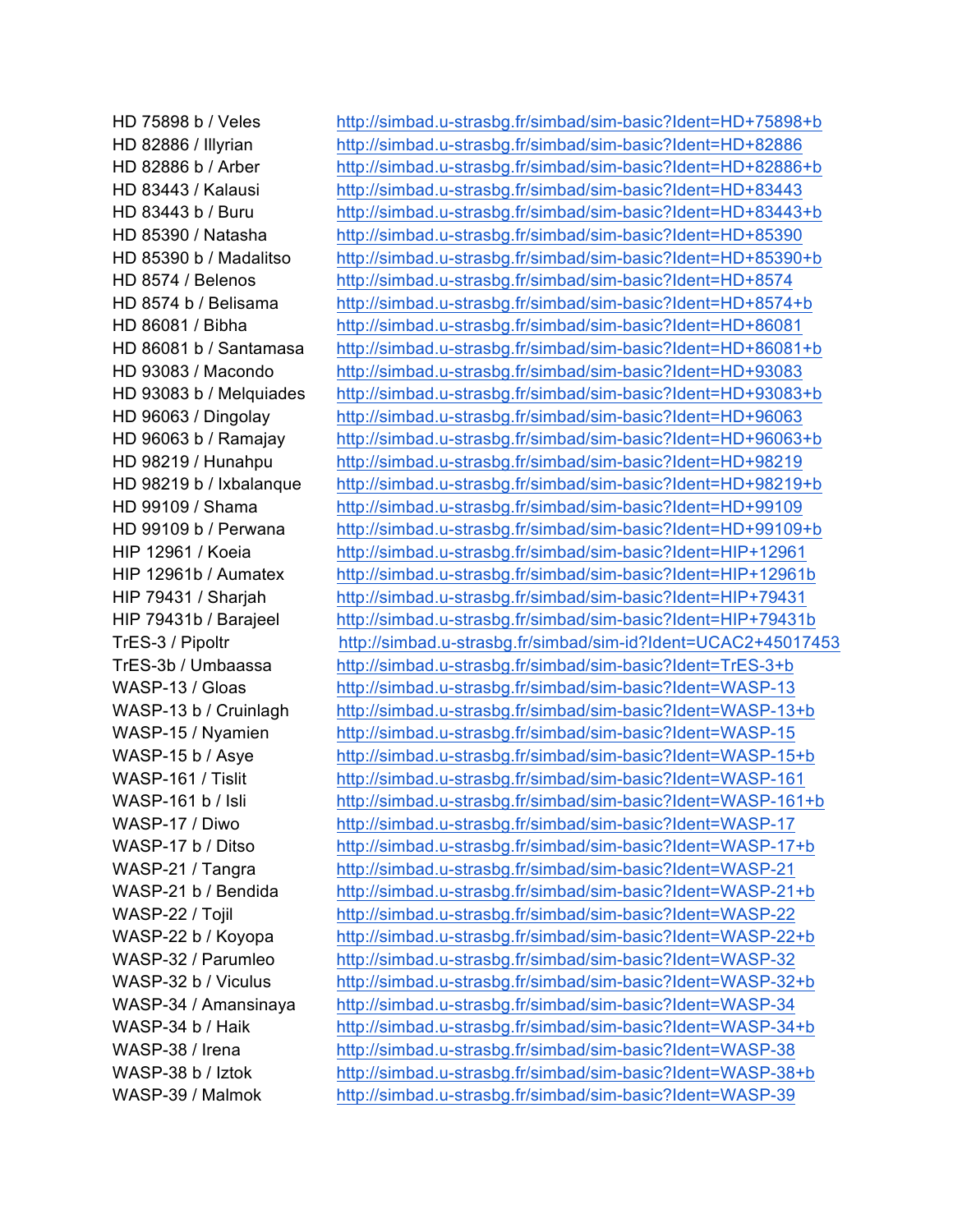HD 75898 b / Veles http://simbad.u-strasbg.fr/simbad/sim-basic?Ident=HD+75898+b
HD 82886 / Illyrian http://simbad.u-strasbg.fr/simbad/sim-basic?Ident=HD+82886
HD 82886 b / Arber http://simbad.u-strasbg.fr/simbad/sim-basic?Ident=HD+82886+b
HD 83443 / Kalausi http://simbad.u-strasbg.fr/simbad/sim-basic?Ident=HD+83443
HD 83443 b / Buru http://simbad.u-strasbg.fr/simbad/sim-basic?Ident=HD+83443+b
HD 85390 / Natasha http://simbad.u-strasbg.fr/simbad/sim-basic?Ident=HD+85390
HD 85390 b / Madalitso http://simbad.u-strasbg.fr/simbad/sim-basic?Ident=HD+85390+b
HD 8574 / Belenos http://simbad.u-strasbg.fr/simbad/sim-basic?Ident=HD+8574
HD 8574 b / Belisama http://simbad.u-strasbg.fr/simbad/sim-basic?Ident=HD+8574+b
HD 86081 / Bibha http://simbad.u-strasbg.fr/simbad/sim-basic?Ident=HD+86081
HD 86081 b / Santamasa http://simbad.u-strasbg.fr/simbad/sim-basic?Ident=HD+86081+b
HD 93083 / Macondo http://simbad.u-strasbg.fr/simbad/sim-basic?Ident=HD+93083
HD 93083 b / Melquiades http://simbad.u-strasbg.fr/simbad/sim-basic?Ident=HD+93083+b
HD 96063 / Dingolay http://simbad.u-strasbg.fr/simbad/sim-basic?Ident=HD+96063
HD 96063 b / Ramajay http://simbad.u-strasbg.fr/simbad/sim-basic?Ident=HD+96063+b
HD 98219 / Hunahpu http://simbad.u-strasbg.fr/simbad/sim-basic?Ident=HD+98219
HD 98219 b / Ixbalanque http://simbad.u-strasbg.fr/simbad/sim-basic?Ident=HD+98219+b
HD 99109 / Shama http://simbad.u-strasbg.fr/simbad/sim-basic?Ident=HD+99109
HD 99109 b / Perwana http://simbad.u-strasbg.fr/simbad/sim-basic?Ident=HD+99109+b
HIP 12961 / Koeia http://simbad.u-strasbg.fr/simbad/sim-basic?Ident=HIP+12961
HIP 12961b / Aumatex http://simbad.u-strasbg.fr/simbad/sim-basic?Ident=HIP+12961b
HIP 79431 / Sharjah http://simbad.u-strasbg.fr/simbad/sim-basic?Ident=HIP+79431
HIP 79431b / Barajeel http://simbad.u-strasbg.fr/simbad/sim-basic?Ident=HIP+79431b
TrES-3 / Pipoltr http://simbad.u-strasbg.fr/simbad/sim-id?Ident=UCAC2+45017453
TrES-3b / Umbaassa http://simbad.u-strasbg.fr/simbad/sim-basic?Ident=TrES-3+b
WASP-13 / Gloas http://simbad.u-strasbg.fr/simbad/sim-basic?Ident=WASP-13
WASP-13 b / Cruinlagh http://simbad.u-strasbg.fr/simbad/sim-basic?Ident=WASP-13+b
WASP-15 / Nyamien http://simbad.u-strasbg.fr/simbad/sim-basic?Ident=WASP-15
WASP-15 b / Asye http://simbad.u-strasbg.fr/simbad/sim-basic?Ident=WASP-15+b
WASP-161 / Tislit http://simbad.u-strasbg.fr/simbad/sim-basic?Ident=WASP-161
WASP-161 b / Isli http://simbad.u-strasbg.fr/simbad/sim-basic?Ident=WASP-161+b
WASP-17 / Diwo http://simbad.u-strasbg.fr/simbad/sim-basic?Ident=WASP-17
WASP-17 b / Ditso http://simbad.u-strasbg.fr/simbad/sim-basic?Ident=WASP-17+b
WASP-21 / Tangra http://simbad.u-strasbg.fr/simbad/sim-basic?Ident=WASP-21
WASP-21 b / Bendida http://simbad.u-strasbg.fr/simbad/sim-basic?Ident=WASP-21+b
WASP-22 / Tojil http://simbad.u-strasbg.fr/simbad/sim-basic?Ident=WASP-22
WASP-22 b / Koyopa http://simbad.u-strasbg.fr/simbad/sim-basic?Ident=WASP-22+b
WASP-32 / Parumleo http://simbad.u-strasbg.fr/simbad/sim-basic?Ident=WASP-32
WASP-32 b / Viculus http://simbad.u-strasbg.fr/simbad/sim-basic?Ident=WASP-32+b
WASP-34 / Amansinaya http://simbad.u-strasbg.fr/simbad/sim-basic?Ident=WASP-34
WASP-34 b / Haik http://simbad.u-strasbg.fr/simbad/sim-basic?Ident=WASP-34+b
WASP-38 / Irena http://simbad.u-strasbg.fr/simbad/sim-basic?Ident=WASP-38
WASP-38 b / Iztok http://simbad.u-strasbg.fr/simbad/sim-basic?Ident=WASP-38+b
WASP-39 / Malmok http://simbad.u-strasbg.fr/simbad/sim-basic?Ident=WASP-39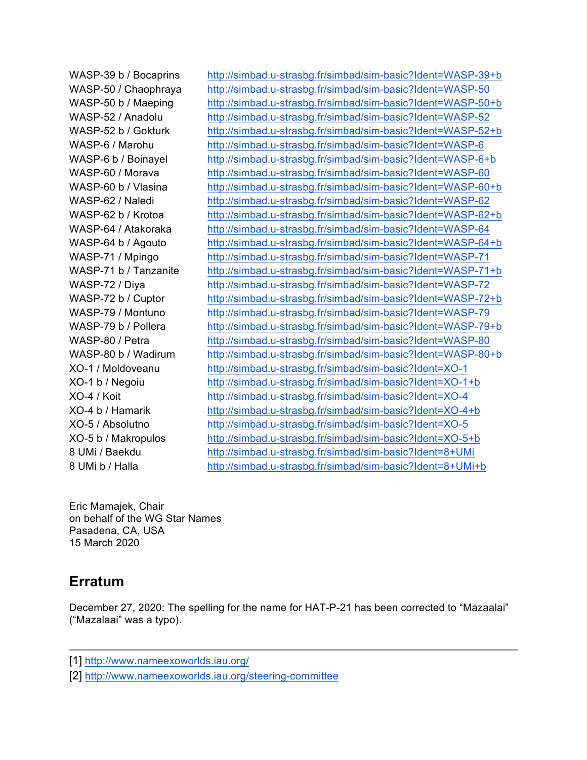| | |
|---|---|
| WASP-39 b / Bocaprins | http://simbad.u-strasbg.fr/simbad/sim-basic?Ident=WASP-39+b |
| WASP-50 / Chaophraya | http://simbad.u-strasbg.fr/simbad/sim-basic?Ident=WASP-50 |
| WASP-50 b / Maeping | http://simbad.u-strasbg.fr/simbad/sim-basic?Ident=WASP-50+b |
| WASP-52 / Anadolu | http://simbad.u-strasbg.fr/simbad/sim-basic?Ident=WASP-52 |
| WASP-52 b / Gokturk | http://simbad.u-strasbg.fr/simbad/sim-basic?Ident=WASP-52+b |
| WASP-6 / Marohu | http://simbad.u-strasbg.fr/simbad/sim-basic?Ident=WASP-6 |
| WASP-6 b / Boinayel | http://simbad.u-strasbg.fr/simbad/sim-basic?Ident=WASP-6+b |
| WASP-60 / Morava | http://simbad.u-strasbg.fr/simbad/sim-basic?Ident=WASP-60 |
| WASP-60 b / Vlasina | http://simbad.u-strasbg.fr/simbad/sim-basic?Ident=WASP-60+b |
| WASP-62 / Naledi | http://simbad.u-strasbg.fr/simbad/sim-basic?Ident=WASP-62 |
| WASP-62 b / Krotoa | http://simbad.u-strasbg.fr/simbad/sim-basic?Ident=WASP-62+b |
| WASP-64 / Atakoraka | http://simbad.u-strasbg.fr/simbad/sim-basic?Ident=WASP-64 |
| WASP-64 b / Agouto | http://simbad.u-strasbg.fr/simbad/sim-basic?Ident=WASP-64+b |
| WASP-71 / Mpingo | http://simbad.u-strasbg.fr/simbad/sim-basic?Ident=WASP-71 |
| WASP-71 b / Tanzanite | http://simbad.u-strasbg.fr/simbad/sim-basic?Ident=WASP-71+b |
| WASP-72 / Diya | http://simbad.u-strasbg.fr/simbad/sim-basic?Ident=WASP-72 |
| WASP-72 b / Cuptor | http://simbad.u-strasbg.fr/simbad/sim-basic?Ident=WASP-72+b |
| WASP-79 / Montuno | http://simbad.u-strasbg.fr/simbad/sim-basic?Ident=WASP-79 |
| WASP-79 b / Pollera | http://simbad.u-strasbg.fr/simbad/sim-basic?Ident=WASP-79+b |
| WASP-80 / Petra | http://simbad.u-strasbg.fr/simbad/sim-basic?Ident=WASP-80 |
| WASP-80 b / Wadirum | http://simbad.u-strasbg.fr/simbad/sim-basic?Ident=WASP-80+b |
| XO-1 / Moldoveanu | http://simbad.u-strasbg.fr/simbad/sim-basic?Ident=XO-1 |
| XO-1 b / Negoiu | http://simbad.u-strasbg.fr/simbad/sim-basic?Ident=XO-1+b |
| XO-4 / Koit | http://simbad.u-strasbg.fr/simbad/sim-basic?Ident=XO-4 |
| XO-4 b / Hamarik | http://simbad.u-strasbg.fr/simbad/sim-basic?Ident=XO-4+b |
| XO-5 / Absolutno | http://simbad.u-strasbg.fr/simbad/sim-basic?Ident=XO-5 |
| XO-5 b / Makropulos | http://simbad.u-strasbg.fr/simbad/sim-basic?Ident=XO-5+b |
| 8 UMi / Baekdu | http://simbad.u-strasbg.fr/simbad/sim-basic?Ident=8+UMi |
| 8 UMi b / Halla | http://simbad.u-strasbg.fr/simbad/sim-basic?Ident=8+UMi+b |

Eric Mamajek, Chair
on behalf of the WG Star Names
Pasadena, CA, USA
15 March 2020

## Erratum

December 27, 2020: The spelling for the name for HAT-P-21 has been corrected to "Mazaalai" ("Mazalaai" was a typo).

---

[1] http://www.nameexoworlds.iau.org/

[2] http://www.nameexoworlds.iau.org/steering-committee